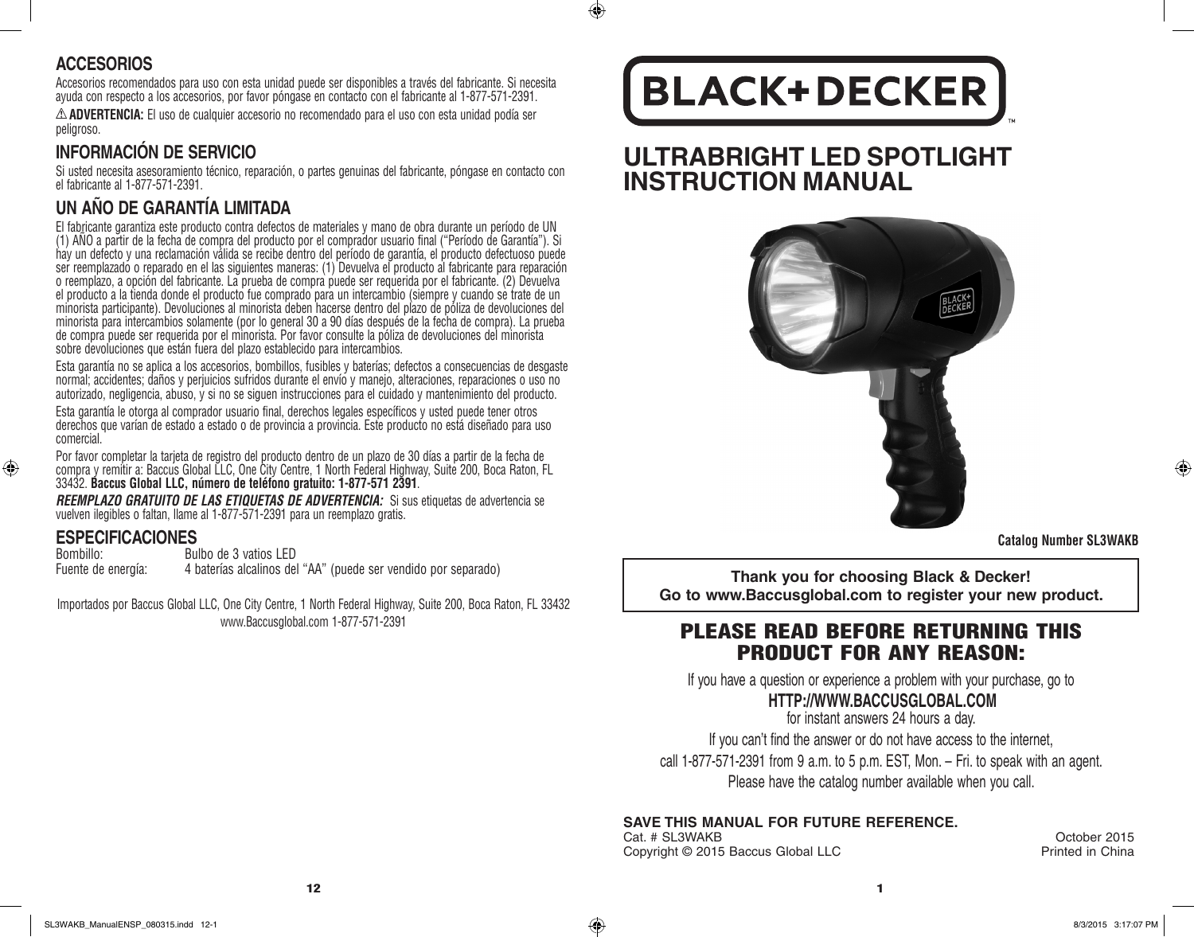## ACCESORIOS

Accesorios recomendados para uso con esta unidad puede ser disponibles a través del fabricante. Si necesita ayuda con respecto a los accesorios, por favor póngase en contacto con el fabricante al 1-877-571-2391.

⚠ **ADVERTENCIA:** El uso de cualquier accesorio no recomendado para el uso con esta unidad podía ser peligroso.

## INFORMACIÓN DE SERVICIO

Si usted necesita asesoramiento técnico, reparación, o partes genuinas del fabricante, póngase en contacto con el fabricante al 1-877-571-2391.

## UN AÑO DE GARANTÍA LIMITADA

El fabricante garantiza este producto contra defectos de materiales y mano de obra durante un período de UN (1) AÑO a partir de la fecha de compra del producto por el comprador usuario final ("Período de Garantía"). Si hay un defecto y una reclamación válida se recibe dentro del período de garantía, el producto defectuoso puede ser reemplazado o reparado en el las siguientes maneras: (1) Devuelva el producto al fabricante para reparación o reemplazo, a opción del fabricante. La prueba de compra puede ser requerida por el fabricante. (2) Devuelva el producto a la tienda donde el producto fue comprado para un intercambio (siempre y cuando se trate de un minorista participante). Devoluciones al minorista deben hacerse dentro del plazo de póliza de devoluciones del minorista para intercambios solamente (por lo general 30 a 90 días después de la fecha de compra). La prueba de compra puede ser requerida por el minorista. Por favor consulte la póliza de devoluciones del minorista sobre devoluciones que están fuera del plazo establecido para intercambios.

Esta garantía no se aplica a los accesorios, bombillos, fusibles y baterías; defectos a consecuencias de desgaste normal; accidentes; daños y perjuicios sufridos durante el envío y manejo, alteraciones, reparaciones o uso no autorizado, negligencia, abuso, y si no se siguen instrucciones para el cuidado y mantenimiento del producto.

Esta garantía le otorga al comprador usuario final, derechos legales específicos y usted puede tener otros derechos que varían de estado a estado o de provincia a provincia. Este producto no está diseñado para uso comercial.

Por favor completar la tarjeta de registro del producto dentro de un plazo de 30 días a partir de la fecha de compra y remitir a: Baccus Global LLC, One City Centre, 1 North Federal Highway, Suite 200, Boca Raton, FL 33432. **Baccus Global LLC, número de teléfono gratuito: 1-877-571 2391**.

***REEMPLAZO GRATUITO DE LAS ETIQUETAS DE ADVERTENCIA:*** Si sus etiquetas de advertencia se vuelven ilegibles o faltan, llame al 1-877-571-2391 para un reemplazo gratis.

## ESPECIFICACIONES

| | |
|---|---|
| Bombillo: | Bulbo de 3 vatios LED |
| Fuente de energía: | 4 baterías alcalinos del "AA" (puede ser vendido por separado) |

Importados por Baccus Global LLC, One City Centre, 1 North Federal Highway, Suite 200, Boca Raton, FL 33432
www.Baccusglobal.com 1-877-571-2391

---

BLACK+DECKER™

# ULTRABRIGHT LED SPOTLIGHT INSTRUCTION MANUAL

**Catalog Number SL3WAKB**

**Thank you for choosing Black & Decker!**
**Go to www.Baccusglobal.com to register your new product.**

## PLEASE READ BEFORE RETURNING THIS PRODUCT FOR ANY REASON:

If you have a question or experience a problem with your purchase, go to

**HTTP://WWW.BACCUSGLOBAL.COM**

for instant answers 24 hours a day.

If you can't find the answer or do not have access to the internet,

call 1-877-571-2391 from 9 a.m. to 5 p.m. EST, Mon. – Fri. to speak with an agent.

Please have the catalog number available when you call.

**SAVE THIS MANUAL FOR FUTURE REFERENCE.**

Cat. # SL3WAKB
Copyright © 2015 Baccus Global LLC

October 2015
Printed in China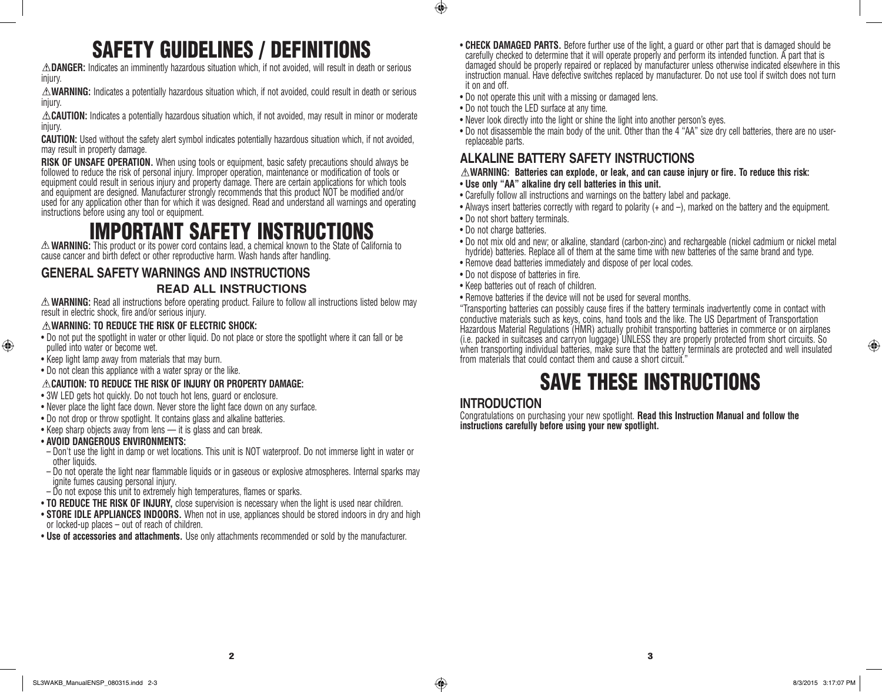# SAFETY GUIDELINES / DEFINITIONS

⚠**DANGER:** Indicates an imminently hazardous situation which, if not avoided, will result in death or serious injury.

⚠**WARNING:** Indicates a potentially hazardous situation which, if not avoided, could result in death or serious injury.

⚠**CAUTION:** Indicates a potentially hazardous situation which, if not avoided, may result in minor or moderate injury.

**CAUTION:** Used without the safety alert symbol indicates potentially hazardous situation which, if not avoided, may result in property damage.

**RISK OF UNSAFE OPERATION.** When using tools or equipment, basic safety precautions should always be followed to reduce the risk of personal injury. Improper operation, maintenance or modification of tools or equipment could result in serious injury and property damage. There are certain applications for which tools and equipment are designed. Manufacturer strongly recommends that this product NOT be modified and/or used for any application other than for which it was designed. Read and understand all warnings and operating instructions before using any tool or equipment.

# IMPORTANT SAFETY INSTRUCTIONS

⚠ **WARNING:** This product or its power cord contains lead, a chemical known to the State of California to cause cancer and birth defect or other reproductive harm. Wash hands after handling.

## GENERAL SAFETY WARNINGS AND INSTRUCTIONS

### READ ALL INSTRUCTIONS

⚠ **WARNING:** Read all instructions before operating product. Failure to follow all instructions listed below may result in electric shock, fire and/or serious injury.

⚠**WARNING: TO REDUCE THE RISK OF ELECTRIC SHOCK:**

- Do not put the spotlight in water or other liquid. Do not place or store the spotlight where it can fall or be pulled into water or become wet.
- Keep light lamp away from materials that may burn.
- Do not clean this appliance with a water spray or the like.

⚠**CAUTION: TO REDUCE THE RISK OF INJURY OR PROPERTY DAMAGE:**

- 3W LED gets hot quickly. Do not touch hot lens, guard or enclosure.
- Never place the light face down. Never store the light face down on any surface.
- Do not drop or throw spotlight. It contains glass and alkaline batteries.
- Keep sharp objects away from lens — it is glass and can break.
- **AVOID DANGEROUS ENVIRONMENTS:**
  - Don't use the light in damp or wet locations. This unit is NOT waterproof. Do not immerse light in water or other liquids.
  - Do not operate the light near flammable liquids or in gaseous or explosive atmospheres. Internal sparks may ignite fumes causing personal injury.
  - Do not expose this unit to extremely high temperatures, flames or sparks.
- **TO REDUCE THE RISK OF INJURY,** close supervision is necessary when the light is used near children.
- **STORE IDLE APPLIANCES INDOORS.** When not in use, appliances should be stored indoors in dry and high or locked-up places – out of reach of children.
- **Use of accessories and attachments.** Use only attachments recommended or sold by the manufacturer.
- **CHECK DAMAGED PARTS.** Before further use of the light, a guard or other part that is damaged should be carefully checked to determine that it will operate properly and perform its intended function. A part that is damaged should be properly repaired or replaced by manufacturer unless otherwise indicated elsewhere in this instruction manual. Have defective switches replaced by manufacturer. Do not use tool if switch does not turn it on and off.
- Do not operate this unit with a missing or damaged lens.
- Do not touch the LED surface at any time.
- Never look directly into the light or shine the light into another person's eyes.
- Do not disassemble the main body of the unit. Other than the 4 "AA" size dry cell batteries, there are no user-replaceable parts.

## ALKALINE BATTERY SAFETY INSTRUCTIONS

⚠**WARNING: Batteries can explode, or leak, and can cause injury or fire. To reduce this risk:**

- **Use only "AA" alkaline dry cell batteries in this unit.**
- Carefully follow all instructions and warnings on the battery label and package.
- Always insert batteries correctly with regard to polarity (+ and –), marked on the battery and the equipment.
- Do not short battery terminals.
- Do not charge batteries.
- Do not mix old and new; or alkaline, standard (carbon-zinc) and rechargeable (nickel cadmium or nickel metal hydride) batteries. Replace all of them at the same time with new batteries of the same brand and type.
- Remove dead batteries immediately and dispose of per local codes.
- Do not dispose of batteries in fire.
- Keep batteries out of reach of children.
- Remove batteries if the device will not be used for several months.

"Transporting batteries can possibly cause fires if the battery terminals inadvertently come in contact with conductive materials such as keys, coins, hand tools and the like. The US Department of Transportation Hazardous Material Regulations (HMR) actually prohibit transporting batteries in commerce or on airplanes (i.e. packed in suitcases and carryon luggage) UNLESS they are properly protected from short circuits. So when transporting individual batteries, make sure that the battery terminals are protected and well insulated from materials that could contact them and cause a short circuit."

# SAVE THESE INSTRUCTIONS

## INTRODUCTION

Congratulations on purchasing your new spotlight. **Read this Instruction Manual and follow the instructions carefully before using your new spotlight.**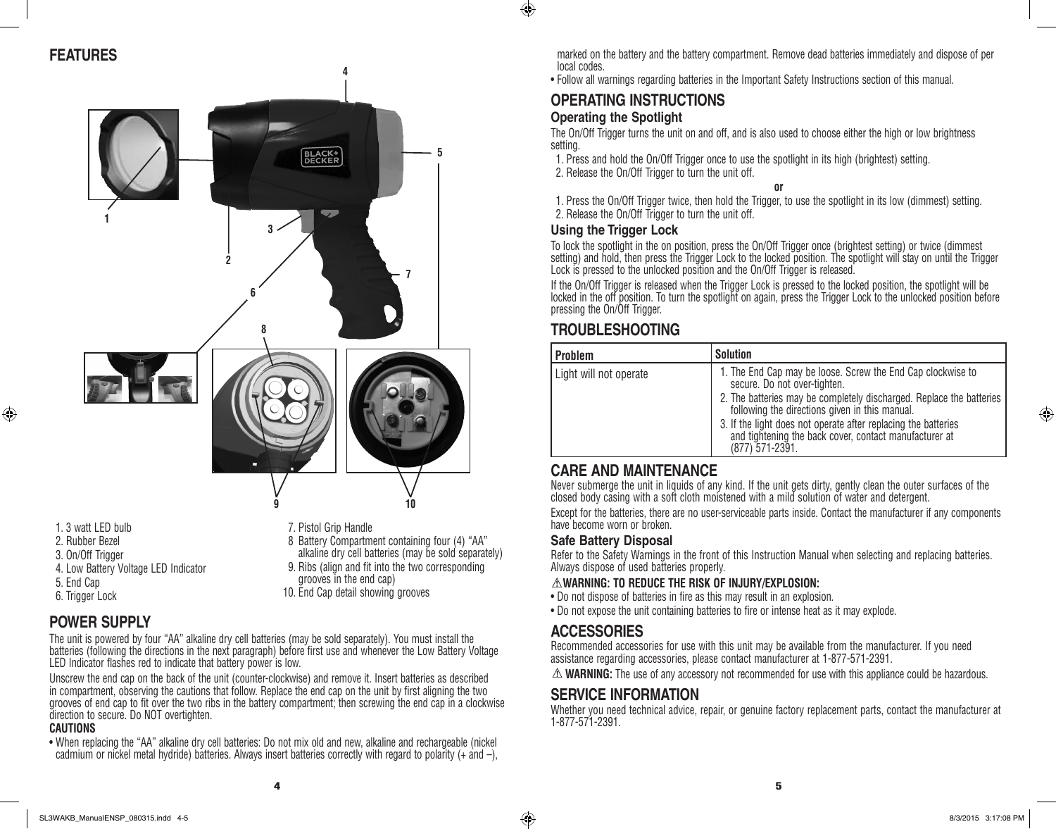## FEATURES

1. 3 watt LED bulb
2. Rubber Bezel
3. On/Off Trigger
4. Low Battery Voltage LED Indicator
5. End Cap
6. Trigger Lock
7. Pistol Grip Handle
8. Battery Compartment containing four (4) "AA" alkaline dry cell batteries (may be sold separately)
9. Ribs (align and fit into the two corresponding grooves in the end cap)
10. End Cap detail showing grooves

## POWER SUPPLY

The unit is powered by four "AA" alkaline dry cell batteries (may be sold separately). You must install the batteries (following the directions in the next paragraph) before first use and whenever the Low Battery Voltage LED Indicator flashes red to indicate that battery power is low.

Unscrew the end cap on the back of the unit (counter-clockwise) and remove it. Insert batteries as described in compartment, observing the cautions that follow. Replace the end cap on the unit by first aligning the two grooves of end cap to fit over the two ribs in the battery compartment; then screwing the end cap in a clockwise direction to secure. Do NOT overtighten.

**CAUTIONS**

- When replacing the "AA" alkaline dry cell batteries: Do not mix old and new, alkaline and rechargeable (nickel cadmium or nickel metal hydride) batteries. Always insert batteries correctly with regard to polarity (+ and –), marked on the battery and the battery compartment. Remove dead batteries immediately and dispose of per local codes.
- Follow all warnings regarding batteries in the Important Safety Instructions section of this manual.

## OPERATING INSTRUCTIONS

### Operating the Spotlight

The On/Off Trigger turns the unit on and off, and is also used to choose either the high or low brightness setting.

1. Press and hold the On/Off Trigger once to use the spotlight in its high (brightest) setting.
2. Release the On/Off Trigger to turn the unit off.

**or**

1. Press the On/Off Trigger twice, then hold the Trigger, to use the spotlight in its low (dimmest) setting.
2. Release the On/Off Trigger to turn the unit off.

### Using the Trigger Lock

To lock the spotlight in the on position, press the On/Off Trigger once (brightest setting) or twice (dimmest setting) and hold, then press the Trigger Lock to the locked position. The spotlight will stay on until the Trigger Lock is pressed to the unlocked position and the On/Off Trigger is released.

If the On/Off Trigger is released when the Trigger Lock is pressed to the locked position, the spotlight will be locked in the off position. To turn the spotlight on again, press the Trigger Lock to the unlocked position before pressing the On/Off Trigger.

## TROUBLESHOOTING

| Problem | Solution |
|---|---|
| Light will not operate | 1. The End Cap may be loose. Screw the End Cap clockwise to secure. Do not over-tighten.<br>2. The batteries may be completely discharged. Replace the batteries following the directions given in this manual.<br>3. If the light does not operate after replacing the batteries and tightening the back cover, contact manufacturer at (877) 571-2391. |

## CARE AND MAINTENANCE

Never submerge the unit in liquids of any kind. If the unit gets dirty, gently clean the outer surfaces of the closed body casing with a soft cloth moistened with a mild solution of water and detergent.

Except for the batteries, there are no user-serviceable parts inside. Contact the manufacturer if any components have become worn or broken.

### Safe Battery Disposal

Refer to the Safety Warnings in the front of this Instruction Manual when selecting and replacing batteries. Always dispose of used batteries properly.

⚠**WARNING: TO REDUCE THE RISK OF INJURY/EXPLOSION:**

- Do not dispose of batteries in fire as this may result in an explosion.
- Do not expose the unit containing batteries to fire or intense heat as it may explode.

## ACCESSORIES

Recommended accessories for use with this unit may be available from the manufacturer. If you need assistance regarding accessories, please contact manufacturer at 1-877-571-2391.

⚠ **WARNING:** The use of any accessory not recommended for use with this appliance could be hazardous.

## SERVICE INFORMATION

Whether you need technical advice, repair, or genuine factory replacement parts, contact the manufacturer at 1-877-571-2391.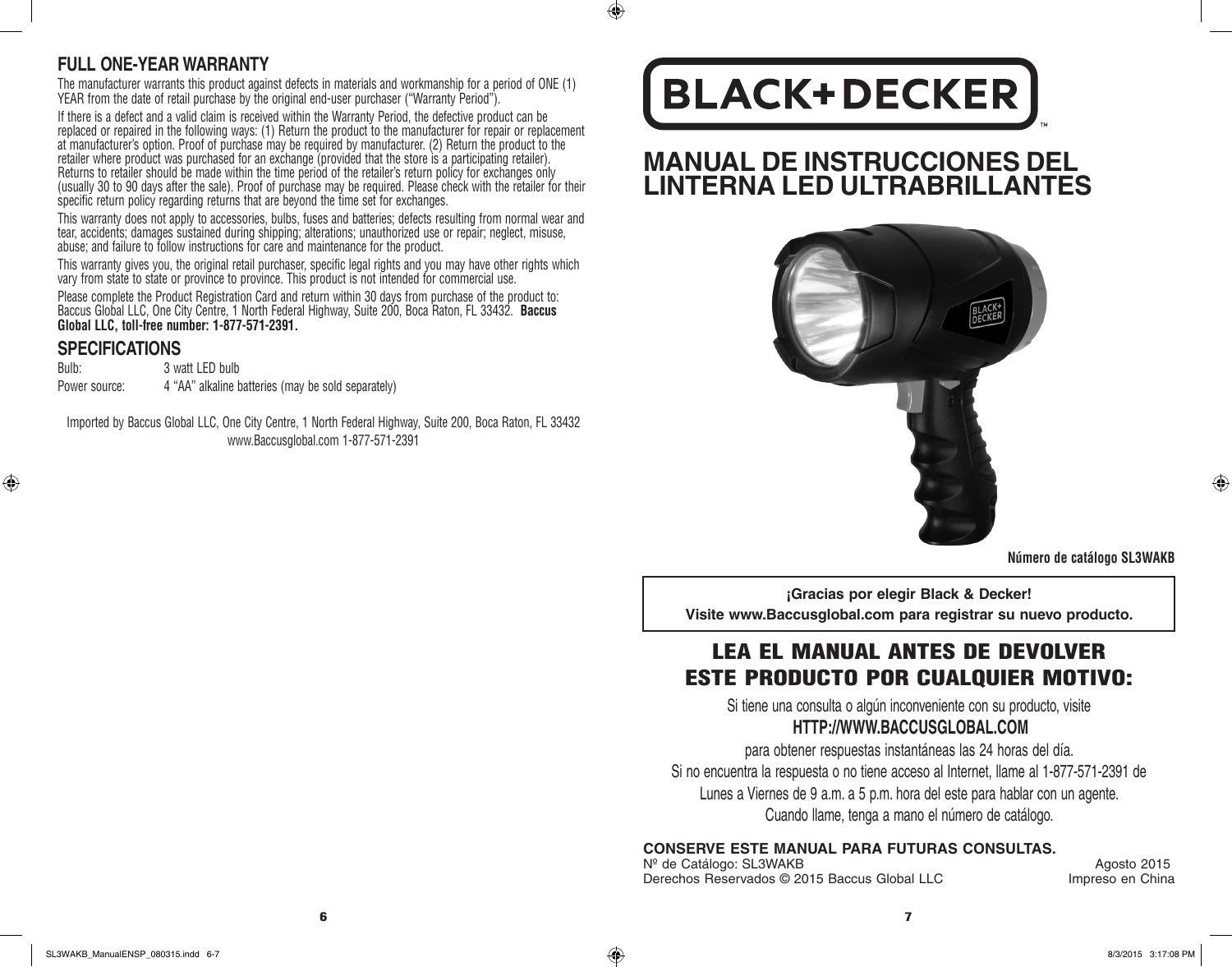## FULL ONE-YEAR WARRANTY

The manufacturer warrants this product against defects in materials and workmanship for a period of ONE (1) YEAR from the date of retail purchase by the original end-user purchaser ("Warranty Period").

If there is a defect and a valid claim is received within the Warranty Period, the defective product can be replaced or repaired in the following ways: (1) Return the product to the manufacturer for repair or replacement at manufacturer's option. Proof of purchase may be required by manufacturer. (2) Return the product to the retailer where product was purchased for an exchange (provided that the store is a participating retailer). Returns to retailer should be made within the time period of the retailer's return policy for exchanges only (usually 30 to 90 days after the sale). Proof of purchase may be required. Please check with the retailer for their specific return policy regarding returns that are beyond the time set for exchanges.

This warranty does not apply to accessories, bulbs, fuses and batteries; defects resulting from normal wear and tear, accidents; damages sustained during shipping; alterations; unauthorized use or repair; neglect, misuse, abuse; and failure to follow instructions for care and maintenance for the product.

This warranty gives you, the original retail purchaser, specific legal rights and you may have other rights which vary from state to state or province to province. This product is not intended for commercial use.

Please complete the Product Registration Card and return within 30 days from purchase of the product to: Baccus Global LLC, One City Centre, 1 North Federal Highway, Suite 200, Boca Raton, FL 33432. **Baccus Global LLC, toll-free number: 1-877-571-2391.**

## SPECIFICATIONS

Bulb: 3 watt LED bulb
Power source: 4 "AA" alkaline batteries (may be sold separately)

Imported by Baccus Global LLC, One City Centre, 1 North Federal Highway, Suite 200, Boca Raton, FL 33432
www.Baccusglobal.com 1-877-571-2391

BLACK+DECKER™

# MANUAL DE INSTRUCCIONES DEL LINTERNA LED ULTRABRILLANTES

**Número de catálogo SL3WAKB**

**¡Gracias por elegir Black & Decker!**
**Visite www.Baccusglobal.com para registrar su nuevo producto.**

## LEA EL MANUAL ANTES DE DEVOLVER ESTE PRODUCTO POR CUALQUIER MOTIVO:

Si tiene una consulta o algún inconveniente con su producto, visite

**HTTP://WWW.BACCUSGLOBAL.COM**

para obtener respuestas instantáneas las 24 horas del día.
Si no encuentra la respuesta o no tiene acceso al Internet, llame al 1-877-571-2391 de Lunes a Viernes de 9 a.m. a 5 p.m. hora del este para hablar con un agente.
Cuando llame, tenga a mano el número de catálogo.

**CONSERVE ESTE MANUAL PARA FUTURAS CONSULTAS.**

Nº de Catálogo: SL3WAKB Agosto 2015
Derechos Reservados © 2015 Baccus Global LLC Impreso en China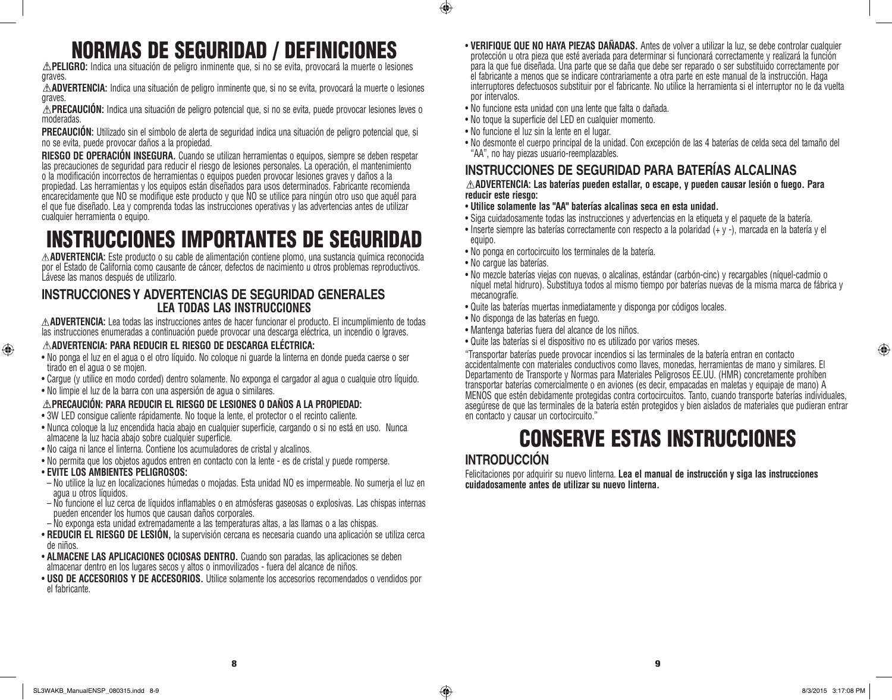# NORMAS DE SEGURIDAD / DEFINICIONES

⚠**PELIGRO:** Indica una situación de peligro inminente que, si no se evita, provocará la muerte o lesiones graves.

⚠**ADVERTENCIA:** Indica una situación de peligro inminente que, si no se evita, provocará la muerte o lesiones graves.

⚠**PRECAUCIÓN:** Indica una situación de peligro potencial que, si no se evita, puede provocar lesiones leves o moderadas.

**PRECAUCIÓN:** Utilizado sin el símbolo de alerta de seguridad indica una situación de peligro potencial que, si no se evita, puede provocar daños a la propiedad.

**RIESGO DE OPERACIÓN INSEGURA.** Cuando se utilizan herramientas o equipos, siempre se deben respetar las precauciones de seguridad para reducir el riesgo de lesiones personales. La operación, el mantenimiento o la modificación incorrectos de herramientas o equipos pueden provocar lesiones graves y daños a la propiedad. Las herramientas y los equipos están diseñados para usos determinados. Fabricante recomienda encarecidamente que NO se modifique este producto y que NO se utilice para ningún otro uso que aquél para el que fue diseñado. Lea y comprenda todas las instrucciones operativas y las advertencias antes de utilizar cualquier herramienta o equipo.

# INSTRUCCIONES IMPORTANTES DE SEGURIDAD

⚠**ADVERTENCIA:** Este producto o su cable de alimentación contiene plomo, una sustancia química reconocida por el Estado de California como causante de cáncer, defectos de nacimiento u otros problemas reproductivos. Lávese las manos después de utilizarlo.

## INSTRUCCIONES Y ADVERTENCIAS DE SEGURIDAD GENERALES LEA TODAS LAS INSTRUCCIONES

⚠**ADVERTENCIA:** Lea todas las instrucciones antes de hacer funcionar el producto. El incumplimiento de todas las instrucciones enumeradas a continuación puede provocar una descarga eléctrica, un incendio o lgraves.

⚠**ADVERTENCIA: PARA REDUCIR EL RIESGO DE DESCARGA ELÉCTRICA:**

- No ponga el luz en el agua o el otro líquido. No coloque ni guarde la linterna en donde pueda caerse o ser tirado en el agua o se mojen.
- Cargue (y utilice en modo corded) dentro solamente. No exponga el cargador al agua o cualquie otro líquido.
- No limpie el luz de la barra con una aspersión de agua o similares.

⚠**PRECAUCIÓN: PARA REDUCIR EL RIESGO DE LESIONES O DAÑOS A LA PROPIEDAD:**

- 3W LED consigue caliente rápidamente. No toque la lente, el protector o el recinto caliente.
- Nunca coloque la luz encendida hacia abajo en cualquier superficie, cargando o si no está en uso. Nunca almacene la luz hacia abajo sobre cualquier superficie.
- No caiga ni lance el linterna. Contiene los acumuladores de cristal y alcalinos.
- No permita que los objetos agudos entren en contacto con la lente - es de cristal y puede romperse.
- **EVITE LOS AMBIENTES PELIGROSOS:**
  - No utilice la luz en localizaciones húmedas o mojadas. Esta unidad NO es impermeable. No sumerja el luz en agua u otros líquidos.
  - No funcione el luz cerca de líquidos inflamables o en atmósferas gaseosas o explosivas. Las chispas internas pueden encender los humos que causan daños corporales.
  - No exponga esta unidad extremadamente a las temperaturas altas, a las llamas o a las chispas.
- **REDUCIR EL RIESGO DE LESIÓN,** la supervisión cercana es necesaria cuando una aplicación se utiliza cerca de niños.
- **ALMACENE LAS APLICACIONES OCIOSAS DENTRO.** Cuando son paradas, las aplicaciones se deben almacenar dentro en los lugares secos y altos o inmovilizados - fuera del alcance de niños.
- **USO DE ACCESORIOS Y DE ACCESORIOS.** Utilice solamente los accesorios recomendados o vendidos por el fabricante.
- **VERIFIQUE QUE NO HAYA PIEZAS DAÑADAS.** Antes de volver a utilizar la luz, se debe controlar cualquier protección u otra pieza que esté averiada para determinar si funcionará correctamente y realizará la función para la que fue diseñada. Una parte que se daña que debe ser reparado o ser substituido correctamente por el fabricante a menos que se indicare contrariamente a otra parte en este manual de la instrucción. Haga interruptores defectuosos substituir por el fabricante. No utilice la herramienta si el interruptor no le da vuelta por intervalos.
- No funcione esta unidad con una lente que falta o dañada.
- No toque la superficie del LED en cualquier momento.
- No funcione el luz sin la lente en el lugar.
- No desmonte el cuerpo principal de la unidad. Con excepción de las 4 baterías de celda seca del tamaño del "AA", no hay piezas usuario-reemplazables.

## INSTRUCCIONES DE SEGURIDAD PARA BATERÍAS ALCALINAS

⚠**ADVERTENCIA: Las baterías pueden estallar, o escape, y pueden causar lesión o fuego. Para reducir este riesgo:**

- **Utilice solamente las "AA" baterías alcalinas seca en esta unidad.**
- Siga cuidadosamente todas las instrucciones y advertencias en la etiqueta y el paquete de la batería.
- Inserte siempre las baterías correctamente con respecto a la polaridad (+ y -), marcada en la batería y el equipo.
- No ponga en cortocircuito los terminales de la batería.
- No cargue las baterías.
- No mezcle baterías viejas con nuevas, o alcalinas, estándar (carbón-cinc) y recargables (níquel-cadmio o níquel metal hidruro). Substituya todos al mismo tiempo por baterías nuevas de la misma marca de fábrica y mecanografíe.
- Quite las baterías muertas inmediatamente y disponga por códigos locales.
- No disponga de las baterías en fuego.
- Mantenga baterías fuera del alcance de los niños.
- Quite las baterías si el dispositivo no es utilizado por varios meses.

"Transportar baterías puede provocar incendios si las terminales de la batería entran en contacto accidentalmente con materiales conductivos como llaves, monedas, herramientas de mano y similares. El Departamento de Transporte y Normas para Materiales Peligrosos EE.UU. (HMR) concretamente prohíben transportar baterías comercialmente o en aviones (es decir, empacadas en maletas y equipaje de mano) A MENOS que estén debidamente protegidas contra cortocircuitos. Tanto, cuando transporte baterías individuales, asegúrese de que las terminales de la batería estén protegidos y bien aislados de materiales que pudieran entrar en contacto y causar un cortocircuito."

# CONSERVE ESTAS INSTRUCCIONES

## INTRODUCCIÓN

Felicitaciones por adquirir su nuevo linterna. **Lea el manual de instrucción y siga las instrucciones cuidadosamente antes de utilizar su nuevo linterna.**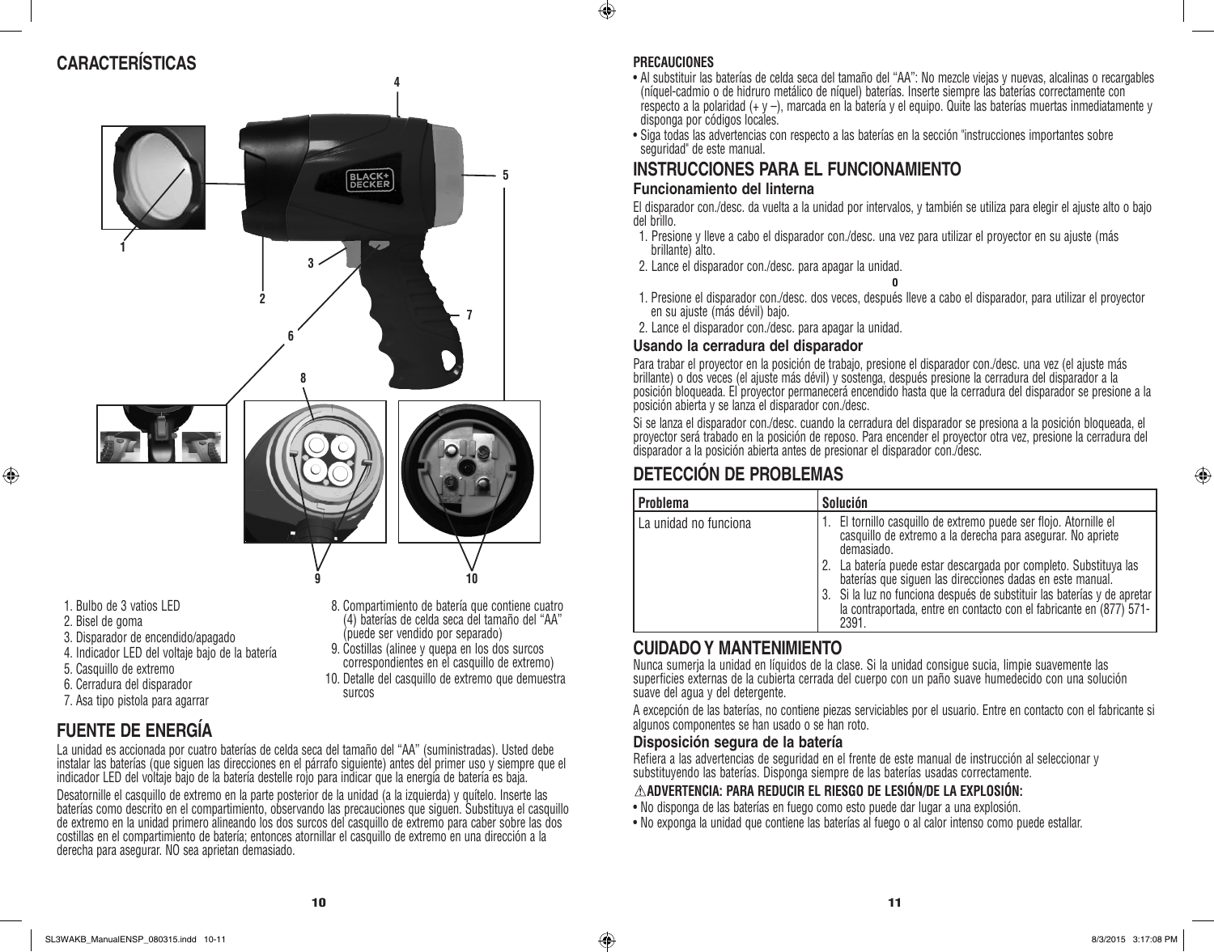## CARACTERÍSTICAS

4

5

1

3

2

7

6

8

9

10

1. Bulbo de 3 vatios LED
2. Bisel de goma
3. Disparador de encendido/apagado
4. Indicador LED del voltaje bajo de la batería
5. Casquillo de extremo
6. Cerradura del disparador
7. Asa tipo pistola para agarrar
8. Compartimiento de batería que contiene cuatro (4) baterías de celda seca del tamaño del "AA" (puede ser vendido por separado)
9. Costillas (alinee y quepa en los dos surcos correspondientes en el casquillo de extremo)
10. Detalle del casquillo de extremo que demuestra surcos

## FUENTE DE ENERGÍA

La unidad es accionada por cuatro baterías de celda seca del tamaño del "AA" (suministradas). Usted debe instalar las baterías (que siguen las direcciones en el párrafo siguiente) antes del primer uso y siempre que el indicador LED del voltaje bajo de la batería destelle rojo para indicar que la energía de batería es baja.

Desatornille el casquillo de extremo en la parte posterior de la unidad (a la izquierda) y quítelo. Inserte las baterías como descrito en el compartimiento, observando las precauciones que siguen. Substituya el casquillo de extremo en la unidad primero alineando los dos surcos del casquillo de extremo para caber sobre las dos costillas en el compartimiento de batería; entonces atornillar el casquillo de extremo en una dirección a la derecha para asegurar. NO sea aprietan demasiado.

**PRECAUCIONES**

- Al substituir las baterías de celda seca del tamaño del "AA": No mezcle viejas y nuevas, alcalinas o recargables (níquel-cadmio o de hidruro metálico de níquel) baterías. Inserte siempre las baterías correctamente con respecto a la polaridad (+ y –), marcada en la batería y el equipo. Quite las baterías muertas inmediatamente y disponga por códigos locales.
- Siga todas las advertencias con respecto a las baterías en la sección "instrucciones importantes sobre seguridad" de este manual.

## INSTRUCCIONES PARA EL FUNCIONAMIENTO

### Funcionamiento del linterna

El disparador con./desc. da vuelta a la unidad por intervalos, y también se utiliza para elegir el ajuste alto o bajo del brillo.

1. Presione y lleve a cabo el disparador con./desc. una vez para utilizar el proyector en su ajuste (más brillante) alto.
2. Lance el disparador con./desc. para apagar la unidad.

**o**

1. Presione el disparador con./desc. dos veces, después lleve a cabo el disparador, para utilizar el proyector en su ajuste (más dévil) bajo.
2. Lance el disparador con./desc. para apagar la unidad.

### Usando la cerradura del disparador

Para trabar el proyector en la posición de trabajo, presione el disparador con./desc. una vez (el ajuste más brillante) o dos veces (el ajuste más dévil) y sostenga, después presione la cerradura del disparador a la posición bloqueada. El proyector permanecerá encendido hasta que la cerradura del disparador se presione a la posición abierta y se lanza el disparador con./desc.

Si se lanza el disparador con./desc. cuando la cerradura del disparador se presiona a la posición bloqueada, el proyector será trabado en la posición de reposo. Para encender el proyector otra vez, presione la cerradura del disparador a la posición abierta antes de presionar el disparador con./desc.

## DETECCIÓN DE PROBLEMAS

| Problema | Solución |
|---|---|
| La unidad no funciona | 1. El tornillo casquillo de extremo puede ser flojo. Atornille el casquillo de extremo a la derecha para asegurar. No apriete demasiado.<br>2. La batería puede estar descargada por completo. Substituya las baterías que siguen las direcciones dadas en este manual.<br>3. Si la luz no funciona después de substituir las baterías y de apretar la contraportada, entre en contacto con el fabricante en (877) 571-2391. |

## CUIDADO Y MANTENIMIENTO

Nunca sumerja la unidad en líquidos de la clase. Si la unidad consigue sucia, limpie suavemente las superficies externas de la cubierta cerrada del cuerpo con un paño suave humedecido con una solución suave del agua y del detergente.

A excepción de las baterías, no contiene piezas serviciables por el usuario. Entre en contacto con el fabricante si algunos componentes se han usado o se han roto.

### Disposición segura de la batería

Refiera a las advertencias de seguridad en el frente de este manual de instrucción al seleccionar y substituyendo las baterías. Disponga siempre de las baterías usadas correctamente.

**⚠ADVERTENCIA: PARA REDUCIR EL RIESGO DE LESIÓN/DE LA EXPLOSIÓN:**

- No disponga de las baterías en fuego como esto puede dar lugar a una explosión.
- No exponga la unidad que contiene las baterías al fuego o al calor intenso como puede estallar.